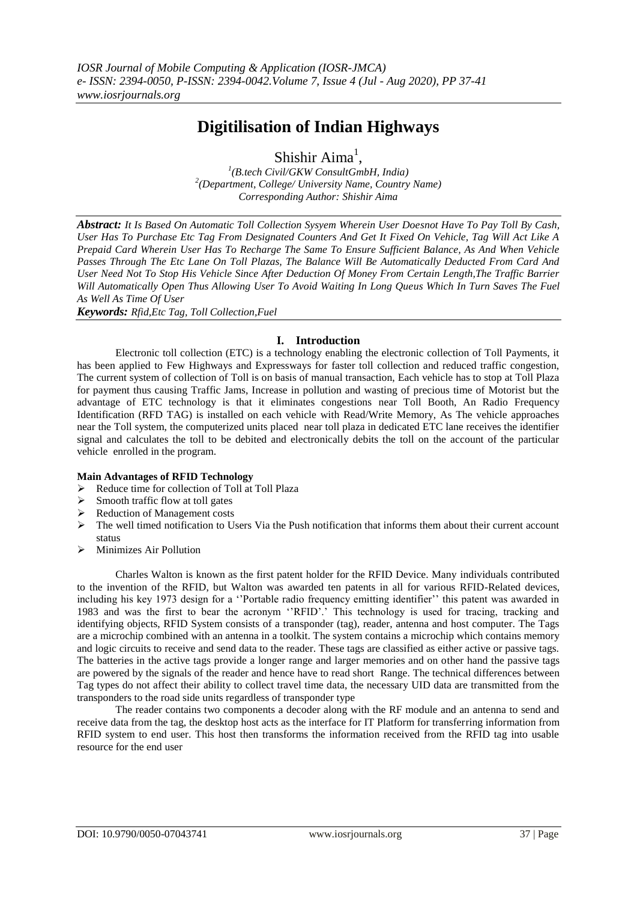# Digitilisation of Indian Highways

Shishir Aima[1],

[1](B.tech Civil/GKW ConsultGmbH, India)
[2](Department, College/ University Name, Country Name)
Corresponding Author: Shishir Aima

***Abstract:*** *It Is Based On Automatic Toll Collection Sysyem Wherein User Doesnot Have To Pay Toll By Cash, User Has To Purchase Etc Tag From Designated Counters And Get It Fixed On Vehicle, Tag Will Act Like A Prepaid Card Wherein User Has To Recharge The Same To Ensure Sufficient Balance, As And When Vehicle Passes Through The Etc Lane On Toll Plazas, The Balance Will Be Automatically Deducted From Card And User Need Not To Stop His Vehicle Since After Deduction Of Money From Certain Length,The Traffic Barrier Will Automatically Open Thus Allowing User To Avoid Waiting In Long Queus Which In Turn Saves The Fuel As Well As Time Of User*

***Keywords:*** *Rfid,Etc Tag, Toll Collection,Fuel*

## I. Introduction

Electronic toll collection (ETC) is a technology enabling the electronic collection of Toll Payments, it has been applied to Few Highways and Expressways for faster toll collection and reduced traffic congestion, The current system of collection of Toll is on basis of manual transaction, Each vehicle has to stop at Toll Plaza for payment thus causing Traffic Jams, Increase in pollution and wasting of precious time of Motorist but the advantage of ETC technology is that it eliminates congestions near Toll Booth, An Radio Frequency Identification (RFD TAG) is installed on each vehicle with Read/Write Memory, As The vehicle approaches near the Toll system, the computerized units placed near toll plaza in dedicated ETC lane receives the identifier signal and calculates the toll to be debited and electronically debits the toll on the account of the particular vehicle enrolled in the program.

**Main Advantages of RFID Technology**

- Reduce time for collection of Toll at Toll Plaza
- Smooth traffic flow at toll gates
- Reduction of Management costs
- The well timed notification to Users Via the Push notification that informs them about their current account status
- Minimizes Air Pollution

Charles Walton is known as the first patent holder for the RFID Device. Many individuals contributed to the invention of the RFID, but Walton was awarded ten patents in all for various RFID-Related devices, including his key 1973 design for a ''Portable radio frequency emitting identifier'' this patent was awarded in 1983 and was the first to bear the acronym ''RFID'.' This technology is used for tracing, tracking and identifying objects, RFID System consists of a transponder (tag), reader, antenna and host computer. The Tags are a microchip combined with an antenna in a toolkit. The system contains a microchip which contains memory and logic circuits to receive and send data to the reader. These tags are classified as either active or passive tags. The batteries in the active tags provide a longer range and larger memories and on other hand the passive tags are powered by the signals of the reader and hence have to read short Range. The technical differences between Tag types do not affect their ability to collect travel time data, the necessary UID data are transmitted from the transponders to the road side units regardless of transponder type

The reader contains two components a decoder along with the RF module and an antenna to send and receive data from the tag, the desktop host acts as the interface for IT Platform for transferring information from RFID system to end user. This host then transforms the information received from the RFID tag into usable resource for the end user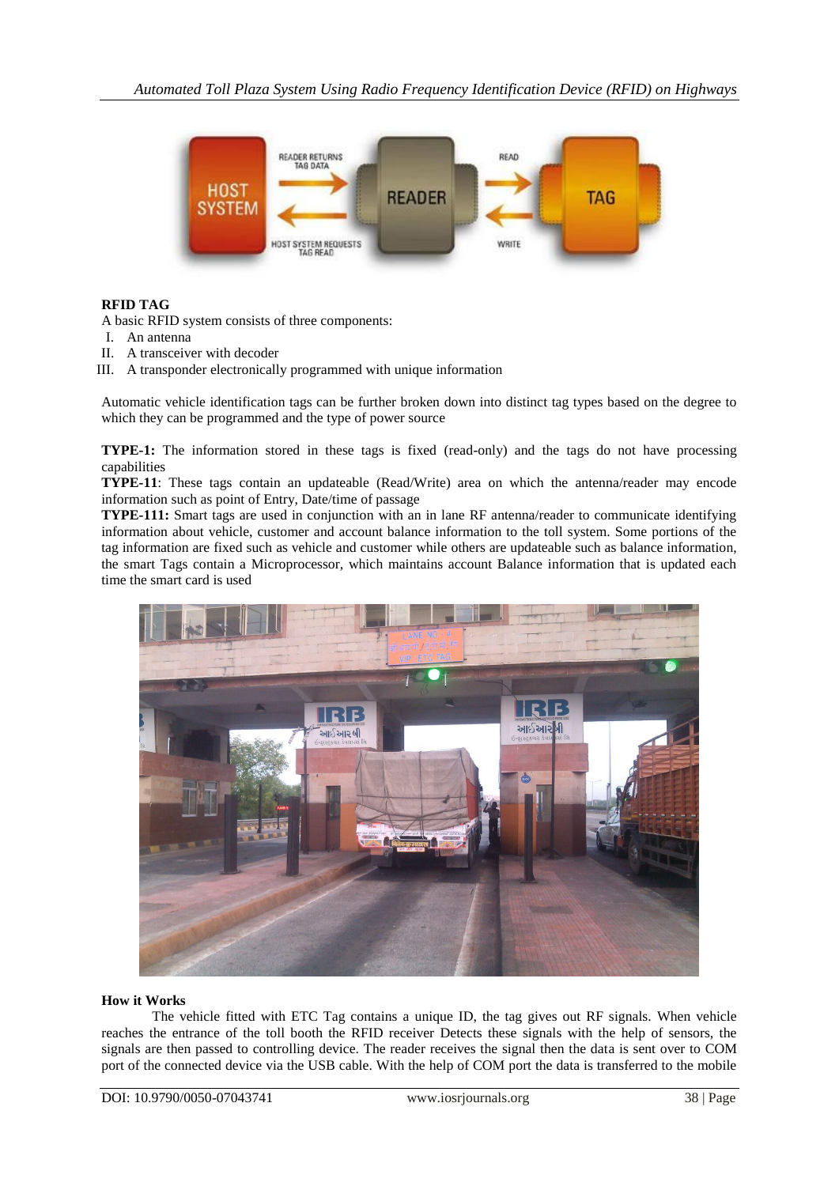**RFID TAG**

A basic RFID system consists of three components:

I. An antenna
II. A transceiver with decoder
III. A transponder electronically programmed with unique information

Automatic vehicle identification tags can be further broken down into distinct tag types based on the degree to which they can be programmed and the type of power source

**TYPE-1:** The information stored in these tags is fixed (read-only) and the tags do not have processing capabilities

**TYPE-11**: These tags contain an updateable (Read/Write) area on which the antenna/reader may encode information such as point of Entry, Date/time of passage

**TYPE-111:** Smart tags are used in conjunction with an in lane RF antenna/reader to communicate identifying information about vehicle, customer and account balance information to the toll system. Some portions of the tag information are fixed such as vehicle and customer while others are updateable such as balance information, the smart Tags contain a Microprocessor, which maintains account Balance information that is updated each time the smart card is used

**How it Works**

The vehicle fitted with ETC Tag contains a unique ID, the tag gives out RF signals. When vehicle reaches the entrance of the toll booth the RFID receiver Detects these signals with the help of sensors, the signals are then passed to controlling device. The reader receives the signal then the data is sent over to COM port of the connected device via the USB cable. With the help of COM port the data is transferred to the mobile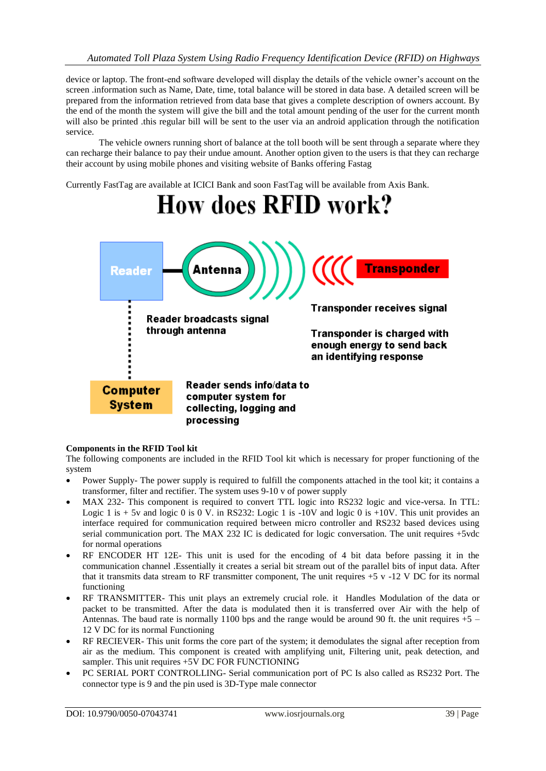device or laptop. The front-end software developed will display the details of the vehicle owner's account on the screen .information such as Name, Date, time, total balance will be stored in data base. A detailed screen will be prepared from the information retrieved from data base that gives a complete description of owners account. By the end of the month the system will give the bill and the total amount pending of the user for the current month will also be printed .this regular bill will be sent to the user via an android application through the notification service.

The vehicle owners running short of balance at the toll booth will be sent through a separate where they can recharge their balance to pay their undue amount. Another option given to the users is that they can recharge their account by using mobile phones and visiting website of Banks offering Fastag

Currently FastTag are available at ICICI Bank and soon FastTag will be available from Axis Bank.

# How does RFID work?

Reader — Antenna — Transponder

Reader broadcasts signal through antenna

Transponder receives signal

Transponder is charged with enough energy to send back an identifying response

Computer System

Reader sends info/data to computer system for collecting, logging and processing

**Components in the RFID Tool kit**

The following components are included in the RFID Tool kit which is necessary for proper functioning of the system

- Power Supply- The power supply is required to fulfill the components attached in the tool kit; it contains a transformer, filter and rectifier. The system uses 9-10 v of power supply
- MAX 232- This component is required to convert TTL logic into RS232 logic and vice-versa. In TTL: Logic 1 is + 5v and logic 0 is 0 V. in RS232: Logic 1 is -10V and logic 0 is +10V. This unit provides an interface required for communication required between micro controller and RS232 based devices using serial communication port. The MAX 232 IC is dedicated for logic conversation. The unit requires +5vdc for normal operations
- RF ENCODER HT 12E- This unit is used for the encoding of 4 bit data before passing it in the communication channel .Essentially it creates a serial bit stream out of the parallel bits of input data. After that it transmits data stream to RF transmitter component, The unit requires +5 v -12 V DC for its normal functioning
- RF TRANSMITTER- This unit plays an extremely crucial role. it Handles Modulation of the data or packet to be transmitted. After the data is modulated then it is transferred over Air with the help of Antennas. The baud rate is normally 1100 bps and the range would be around 90 ft. the unit requires +5 – 12 V DC for its normal Functioning
- RF RECIEVER- This unit forms the core part of the system; it demodulates the signal after reception from air as the medium. This component is created with amplifying unit, Filtering unit, peak detection, and sampler. This unit requires +5V DC FOR FUNCTIONING
- PC SERIAL PORT CONTROLLING- Serial communication port of PC Is also called as RS232 Port. The connector type is 9 and the pin used is 3D-Type male connector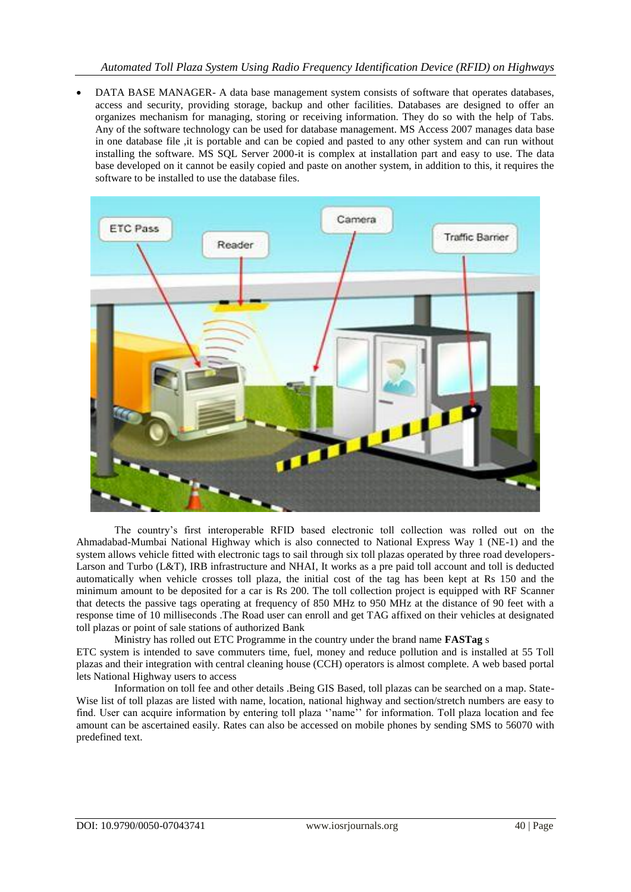- DATA BASE MANAGER- A data base management system consists of software that operates databases, access and security, providing storage, backup and other facilities. Databases are designed to offer an organizes mechanism for managing, storing or receiving information. They do so with the help of Tabs. Any of the software technology can be used for database management. MS Access 2007 manages data base in one database file ,it is portable and can be copied and pasted to any other system and can run without installing the software. MS SQL Server 2000-it is complex at installation part and easy to use. The data base developed on it cannot be easily copied and paste on another system, in addition to this, it requires the software to be installed to use the database files.

The country's first interoperable RFID based electronic toll collection was rolled out on the Ahmadabad-Mumbai National Highway which is also connected to National Express Way 1 (NE-1) and the system allows vehicle fitted with electronic tags to sail through six toll plazas operated by three road developers-Larson and Turbo (L&T), IRB infrastructure and NHAI, It works as a pre paid toll account and toll is deducted automatically when vehicle crosses toll plaza, the initial cost of the tag has been kept at Rs 150 and the minimum amount to be deposited for a car is Rs 200. The toll collection project is equipped with RF Scanner that detects the passive tags operating at frequency of 850 MHz to 950 MHz at the distance of 90 feet with a response time of 10 milliseconds .The Road user can enroll and get TAG affixed on their vehicles at designated toll plazas or point of sale stations of authorized Bank

Ministry has rolled out ETC Programme in the country under the brand name **FASTag** s

ETC system is intended to save commuters time, fuel, money and reduce pollution and is installed at 55 Toll plazas and their integration with central cleaning house (CCH) operators is almost complete. A web based portal lets National Highway users to access

Information on toll fee and other details .Being GIS Based, toll plazas can be searched on a map. State-Wise list of toll plazas are listed with name, location, national highway and section/stretch numbers are easy to find. User can acquire information by entering toll plaza ''name'' for information. Toll plaza location and fee amount can be ascertained easily. Rates can also be accessed on mobile phones by sending SMS to 56070 with predefined text.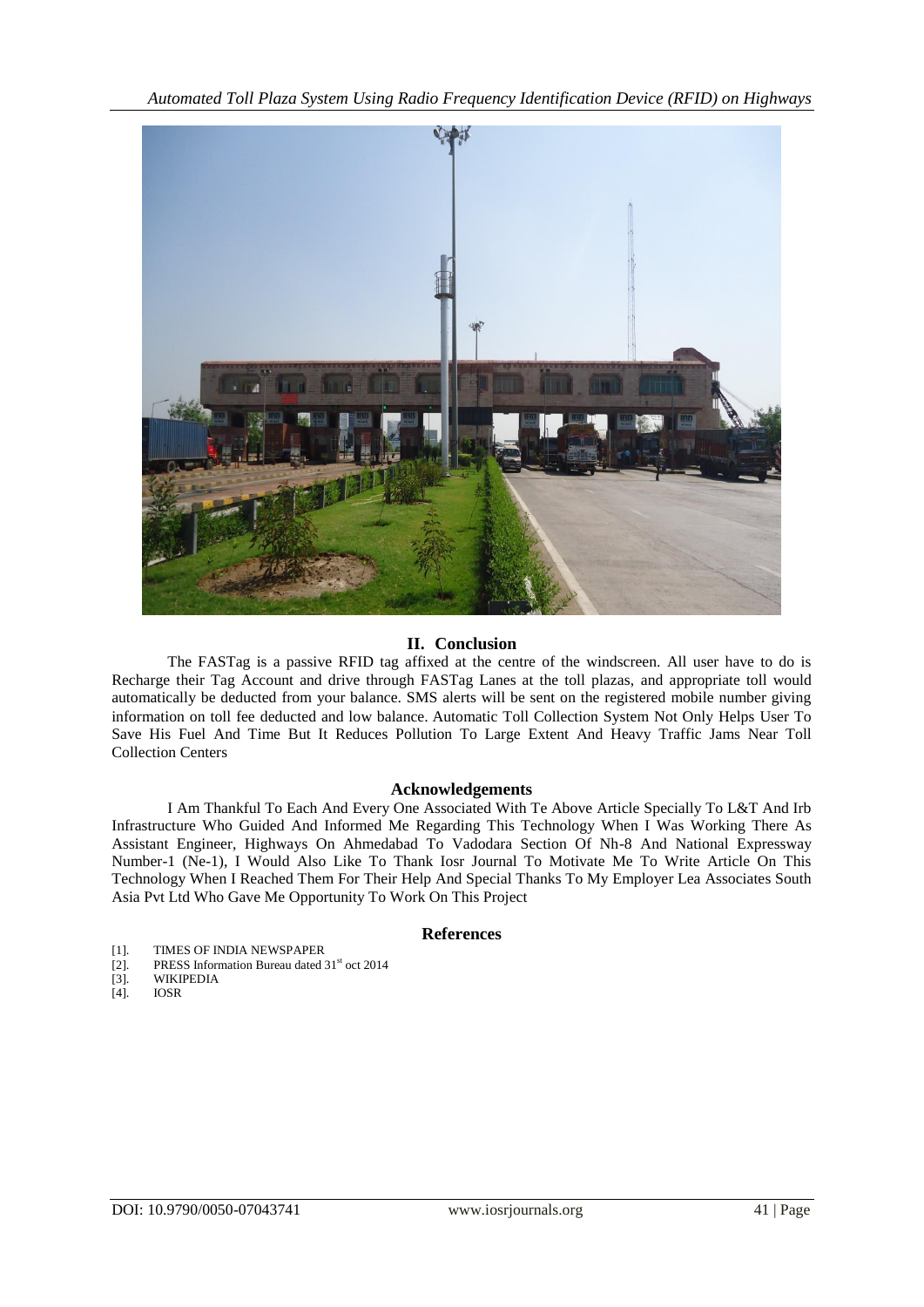## II. Conclusion

The FASTag is a passive RFID tag affixed at the centre of the windscreen. All user have to do is Recharge their Tag Account and drive through FASTag Lanes at the toll plazas, and appropriate toll would automatically be deducted from your balance. SMS alerts will be sent on the registered mobile number giving information on toll fee deducted and low balance. Automatic Toll Collection System Not Only Helps User To Save His Fuel And Time But It Reduces Pollution To Large Extent And Heavy Traffic Jams Near Toll Collection Centers

## Acknowledgements

I Am Thankful To Each And Every One Associated With Te Above Article Specially To L&T And Irb Infrastructure Who Guided And Informed Me Regarding This Technology When I Was Working There As Assistant Engineer, Highways On Ahmedabad To Vadodara Section Of Nh-8 And National Expressway Number-1 (Ne-1), I Would Also Like To Thank Iosr Journal To Motivate Me To Write Article On This Technology When I Reached Them For Their Help And Special Thanks To My Employer Lea Associates South Asia Pvt Ltd Who Gave Me Opportunity To Work On This Project

## References

[1]. TIMES OF INDIA NEWSPAPER
[2]. PRESS Information Bureau dated 31st oct 2014
[3]. WIKIPEDIA
[4]. IOSR